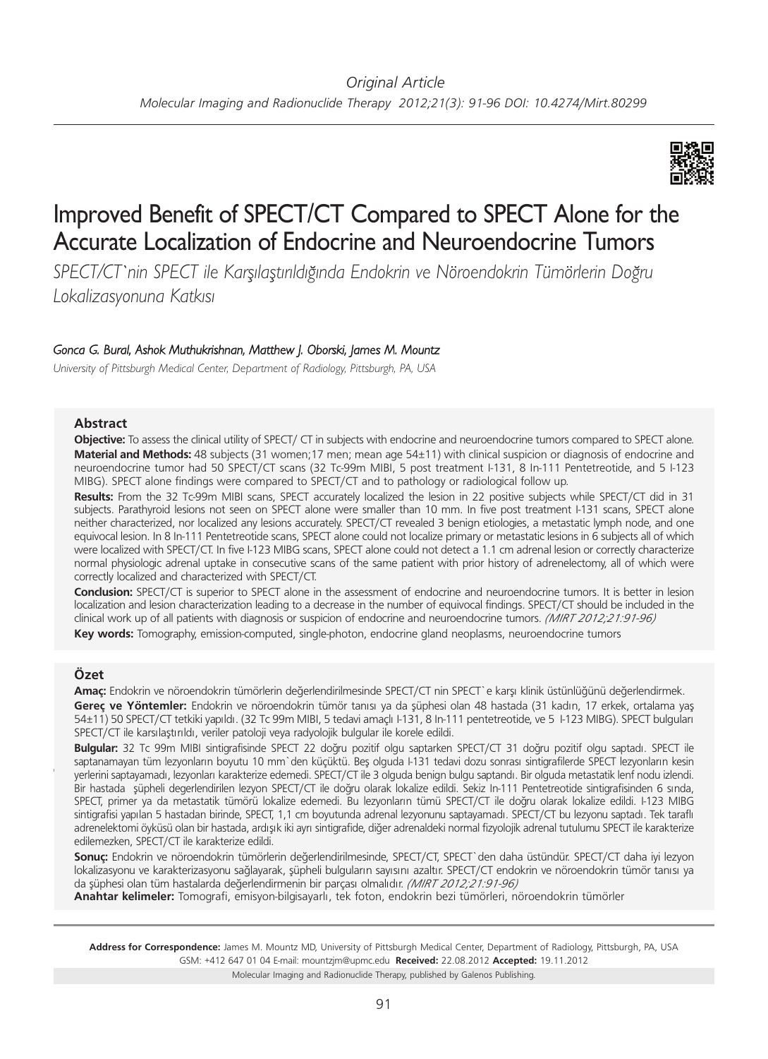*Original Article*

*Molecular Imaging and Radionuclide Therapy 2012;21(3): 91-96 DOI: 10.4274/Mirt.80299*

# Improved Benefit of SPECT/CT Compared to SPECT Alone for the Accurate Localization of Endocrine and Neuroendocrine Tumors

*SPECT/CT`nin SPECT ile Karşılaştırıldığında Endokrin ve Nöroendokrin Tümörlerin Doğru Lokalizasyonuna Katkısı*

*Gonca G. Bural, Ashok Muthukrishnan, Matthew J. Oborski, James M. Mountz*

*University of Pittsburgh Medical Center, Department of Radiology, Pittsburgh, PA, USA*

## Abstract

**Objective:** To assess the clinical utility of SPECT/ CT in subjects with endocrine and neuroendocrine tumors compared to SPECT alone.

**Material and Methods:** 48 subjects (31 women;17 men; mean age 54±11) with clinical suspicion or diagnosis of endocrine and neuroendocrine tumor had 50 SPECT/CT scans (32 Tc-99m MIBI, 5 post treatment I-131, 8 In-111 Pentetreotide, and 5 I-123 MIBG). SPECT alone findings were compared to SPECT/CT and to pathology or radiological follow up.

**Results:** From the 32 Tc-99m MIBI scans, SPECT accurately localized the lesion in 22 positive subjects while SPECT/CT did in 31 subjects. Parathyroid lesions not seen on SPECT alone were smaller than 10 mm. In five post treatment I-131 scans, SPECT alone neither characterized, nor localized any lesions accurately. SPECT/CT revealed 3 benign etiologies, a metastatic lymph node, and one equivocal lesion. In 8 In-111 Pentetreotide scans, SPECT could not localize primary or metastatic lesions in 6 subjects all of which were localized with SPECT/CT. In five I-123 MIBG scans, SPECT alone could not detect a 1.1 cm adrenal lesion or correctly characterize normal physiologic adrenal uptake in consecutive scans of the same patient with prior history of adrenelectomy, all of which were correctly localized and characterized with SPECT/CT.

**Conclusion:** SPECT/CT is superior to SPECT alone in the assessment of endocrine and neuroendocrine tumors. It is better in lesion localization and lesion characterization leading to a decrease in the number of equivocal findings. SPECT/CT should be included in the clinical work up of all patients with diagnosis or suspicion of endocrine and neuroendocrine tumors. *(MIRT 2012;21:91-96)*

**Key words:** Tomography, emission-computed, single-photon, endocrine gland neoplasms, neuroendocrine tumors

## Özet

**Amaç:** Endokrin ve nöroendokrin tümörlerin değerlendirilmesinde SPECT/CT nin SPECT`e karşı klinik üstünlüğünü değerlendirmek.

**Gereç ve Yöntemler:** Endokrin ve nöroendokrin tümör tanısı ya da şüphesi olan 48 hastada (31 kadın, 17 erkek, ortalama yaş 54±11) 50 SPECT/CT tetkiki yapıldı. (32 Tc 99m MIBI, 5 tedavi amaçlı I-131, 8 In-111 pentetreotide, ve 5 I-123 MIBG). SPECT bulguları SPECT/CT ile karsılaştırıldı, veriler patoloji veya radyolojik bulgular ile korele edildi.

**Bulgular:** 32 Tc 99m MIBI sintigrafisinde SPECT 22 doğru pozitif olgu saptarken SPECT/CT 31 doğru pozitif olgu saptadı. SPECT ile saptanamayan tüm lezyonların boyutu 10 mm`den küçüktü. Beş olguda I-131 tedavi dozu sonrası sintigrafilerde SPECT lezyonların kesin yerlerini saptayamadı, lezyonları karakterize edemedi. SPECT/CT ile 3 olguda benign bulgu saptandı. Bir olguda metastatik lenf nodu izlendi. Bir hastada şüpheli degerlendirilen lezyon SPECT/CT ile doğru olarak lokalize edildi. Sekiz In-111 Pentetreotide sintigrafisinden 6 sında, SPECT, primer ya da metastatik tümörü lokalize edemedi. Bu lezyonların tümü SPECT/CT ile doğru olarak lokalize edildi. I-123 MIBG sintigrafisi yapılan 5 hastadan birinde, SPECT, 1,1 cm boyutunda adrenal lezyonunu saptayamadı. SPECT/CT bu lezyonu saptadı. Tek taraflı adrenelektomi öyküsü olan bir hastada, ardışık iki ayrı sintigrafide, diğer adrenaldeki normal fizyolojik adrenal tutulumu SPECT ile karakterize edilemezken, SPECT/CT ile karakterize edildi.

**Sonuç:** Endokrin ve nöroendokrin tümörlerin değerlendirilmesinde, SPECT/CT, SPECT`den daha üstündür. SPECT/CT daha iyi lezyon lokalizasyonu ve karakterizasyonu sağlayarak, şüpheli bulguların sayısını azaltır. SPECT/CT endokrin ve nöroendokrin tümör tanısı ya da şüphesi olan tüm hastalarda değerlendirmenin bir parçası olmalıdır. *(MIRT 2012;21:91-96)*

**Anahtar kelimeler:** Tomografi, emisyon-bilgisayarlı, tek foton, endokrin bezi tümörleri, nöroendokrin tümörler

**Address for Correspondence:** James M. Mountz MD, University of Pittsburgh Medical Center, Department of Radiology, Pittsburgh, PA, USA
GSM: +412 647 01 04 E-mail: mountzjm@upmc.edu **Received:** 22.08.2012 **Accepted:** 19.11.2012

Molecular Imaging and Radionuclide Therapy, published by Galenos Publishing.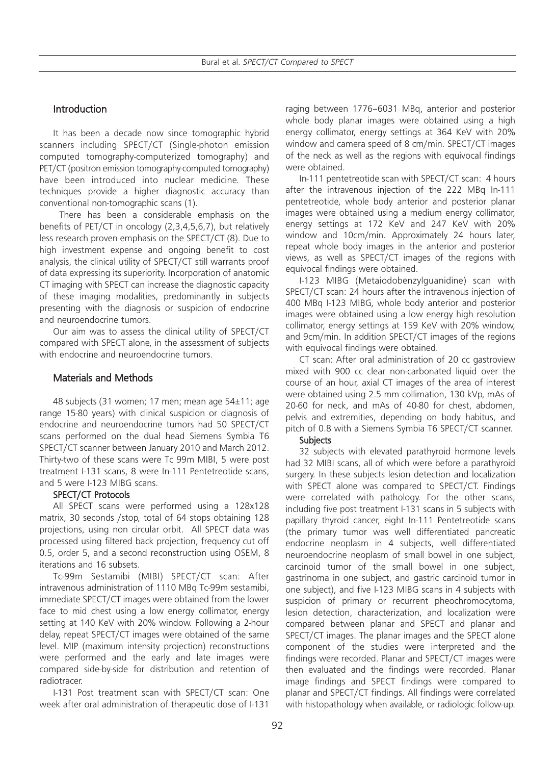## Introduction

It has been a decade now since tomographic hybrid scanners including SPECT/CT (Single-photon emission computed tomography-computerized tomography) and PET/CT (positron emission tomography-computed tomography) have been introduced into nuclear medicine. These techniques provide a higher diagnostic accuracy than conventional non-tomographic scans (1).

There has been a considerable emphasis on the benefits of PET/CT in oncology (2,3,4,5,6,7), but relatively less research proven emphasis on the SPECT/CT (8). Due to high investment expense and ongoing benefit to cost analysis, the clinical utility of SPECT/CT still warrants proof of data expressing its superiority. Incorporation of anatomic CT imaging with SPECT can increase the diagnostic capacity of these imaging modalities, predominantly in subjects presenting with the diagnosis or suspicion of endocrine and neuroendocrine tumors.

Our aim was to assess the clinical utility of SPECT/CT compared with SPECT alone, in the assessment of subjects with endocrine and neuroendocrine tumors.

## Materials and Methods

48 subjects (31 women; 17 men; mean age 54±11; age range 15-80 years) with clinical suspicion or diagnosis of endocrine and neuroendocrine tumors had 50 SPECT/CT scans performed on the dual head Siemens Symbia T6 SPECT/CT scanner between January 2010 and March 2012. Thirty-two of these scans were Tc 99m MIBI, 5 were post treatment I-131 scans, 8 were In-111 Pentetreotide scans, and 5 were I-123 MIBG scans.

### SPECT/CT Protocols

All SPECT scans were performed using a 128x128 matrix, 30 seconds /stop, total of 64 stops obtaining 128 projections, using non circular orbit. All SPECT data was processed using filtered back projection, frequency cut off 0.5, order 5, and a second reconstruction using OSEM, 8 iterations and 16 subsets.

Tc-99m Sestamibi (MIBI) SPECT/CT scan: After intravenous administration of 1110 MBq Tc-99m sestamibi, immediate SPECT/CT images were obtained from the lower face to mid chest using a low energy collimator, energy setting at 140 KeV with 20% window. Following a 2-hour delay, repeat SPECT/CT images were obtained of the same level. MIP (maximum intensity projection) reconstructions were performed and the early and late images were compared side-by-side for distribution and retention of radiotracer.

I-131 Post treatment scan with SPECT/CT scan: One week after oral administration of therapeutic dose of I-131 raging between 1776–6031 MBq, anterior and posterior whole body planar images were obtained using a high energy collimator, energy settings at 364 KeV with 20% window and camera speed of 8 cm/min. SPECT/CT images of the neck as well as the regions with equivocal findings were obtained.

In-111 pentetreotide scan with SPECT/CT scan: 4 hours after the intravenous injection of the 222 MBq In-111 pentetreotide, whole body anterior and posterior planar images were obtained using a medium energy collimator, energy settings at 172 KeV and 247 KeV with 20% window and 10cm/min. Approximately 24 hours later, repeat whole body images in the anterior and posterior views, as well as SPECT/CT images of the regions with equivocal findings were obtained.

I-123 MIBG (Metaiodobenzylguanidine) scan with SPECT/CT scan: 24 hours after the intravenous injection of 400 MBq I-123 MIBG, whole body anterior and posterior images were obtained using a low energy high resolution collimator, energy settings at 159 KeV with 20% window, and 9cm/min. In addition SPECT/CT images of the regions with equivocal findings were obtained.

CT scan: After oral administration of 20 cc gastroview mixed with 900 cc clear non-carbonated liquid over the course of an hour, axial CT images of the area of interest were obtained using 2.5 mm collimation, 130 kVp, mAs of 20-60 for neck, and mAs of 40-80 for chest, abdomen, pelvis and extremities, depending on body habitus, and pitch of 0.8 with a Siemens Symbia T6 SPECT/CT scanner.

### Subjects

32 subjects with elevated parathyroid hormone levels had 32 MIBI scans, all of which were before a parathyroid surgery. In these subjects lesion detection and localization with SPECT alone was compared to SPECT/CT. Findings were correlated with pathology. For the other scans, including five post treatment I-131 scans in 5 subjects with papillary thyroid cancer, eight In-111 Pentetreotide scans (the primary tumor was well differentiated pancreatic endocrine neoplasm in 4 subjects, well differentiated neuroendocrine neoplasm of small bowel in one subject, carcinoid tumor of the small bowel in one subject, gastrinoma in one subject, and gastric carcinoid tumor in one subject), and five I-123 MIBG scans in 4 subjects with suspicion of primary or recurrent pheochromocytoma, lesion detection, characterization, and localization were compared between planar and SPECT and planar and SPECT/CT images. The planar images and the SPECT alone component of the studies were interpreted and the findings were recorded. Planar and SPECT/CT images were then evaluated and the findings were recorded. Planar image findings and SPECT findings were compared to planar and SPECT/CT findings. All findings were correlated with histopathology when available, or radiologic follow-up.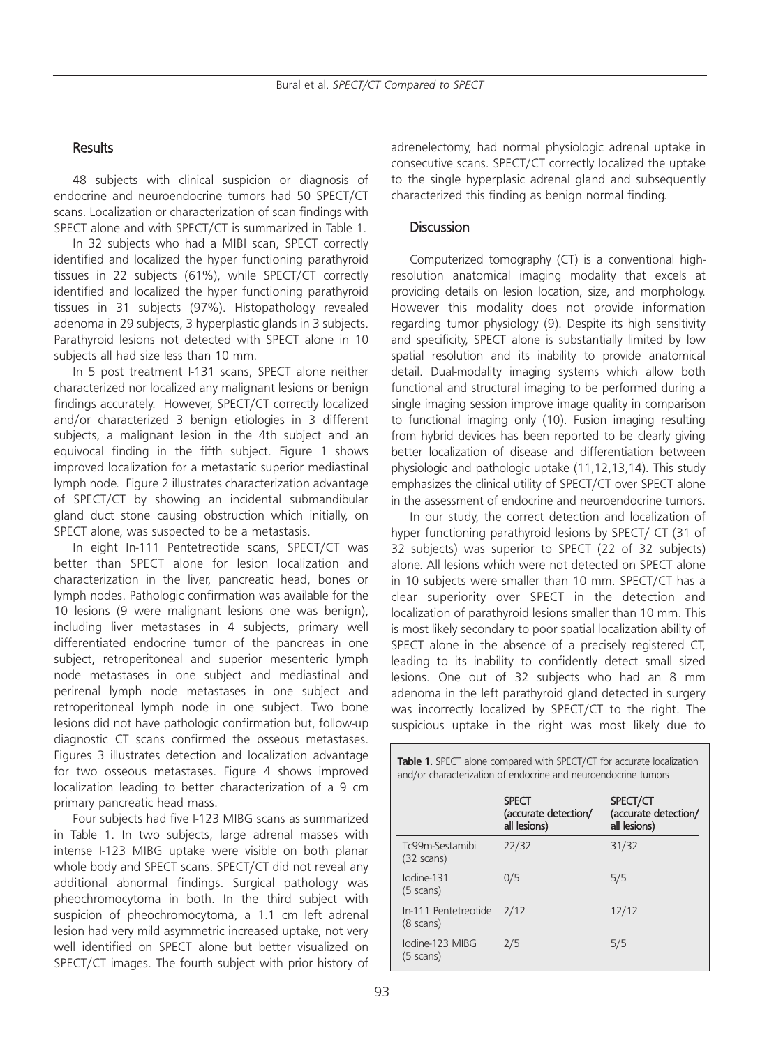## Results

48 subjects with clinical suspicion or diagnosis of endocrine and neuroendocrine tumors had 50 SPECT/CT scans. Localization or characterization of scan findings with SPECT alone and with SPECT/CT is summarized in Table 1.

In 32 subjects who had a MIBI scan, SPECT correctly identified and localized the hyper functioning parathyroid tissues in 22 subjects (61%), while SPECT/CT correctly identified and localized the hyper functioning parathyroid tissues in 31 subjects (97%). Histopathology revealed adenoma in 29 subjects, 3 hyperplastic glands in 3 subjects. Parathyroid lesions not detected with SPECT alone in 10 subjects all had size less than 10 mm.

In 5 post treatment I-131 scans, SPECT alone neither characterized nor localized any malignant lesions or benign findings accurately. However, SPECT/CT correctly localized and/or characterized 3 benign etiologies in 3 different subjects, a malignant lesion in the 4th subject and an equivocal finding in the fifth subject. Figure 1 shows improved localization for a metastatic superior mediastinal lymph node. Figure 2 illustrates characterization advantage of SPECT/CT by showing an incidental submandibular gland duct stone causing obstruction which initially, on SPECT alone, was suspected to be a metastasis.

In eight In-111 Pentetreotide scans, SPECT/CT was better than SPECT alone for lesion localization and characterization in the liver, pancreatic head, bones or lymph nodes. Pathologic confirmation was available for the 10 lesions (9 were malignant lesions one was benign), including liver metastases in 4 subjects, primary well differentiated endocrine tumor of the pancreas in one subject, retroperitoneal and superior mesenteric lymph node metastases in one subject and mediastinal and perirenal lymph node metastases in one subject and retroperitoneal lymph node in one subject. Two bone lesions did not have pathologic confirmation but, follow-up diagnostic CT scans confirmed the osseous metastases. Figures 3 illustrates detection and localization advantage for two osseous metastases. Figure 4 shows improved localization leading to better characterization of a 9 cm primary pancreatic head mass.

Four subjects had five I-123 MIBG scans as summarized in Table 1. In two subjects, large adrenal masses with intense I-123 MIBG uptake were visible on both planar whole body and SPECT scans. SPECT/CT did not reveal any additional abnormal findings. Surgical pathology was pheochromocytoma in both. In the third subject with suspicion of pheochromocytoma, a 1.1 cm left adrenal lesion had very mild asymmetric increased uptake, not very well identified on SPECT alone but better visualized on SPECT/CT images. The fourth subject with prior history of adrenelectomy, had normal physiologic adrenal uptake in consecutive scans. SPECT/CT correctly localized the uptake to the single hyperplasic adrenal gland and subsequently characterized this finding as benign normal finding.

## Discussion

Computerized tomography (CT) is a conventional high-resolution anatomical imaging modality that excels at providing details on lesion location, size, and morphology. However this modality does not provide information regarding tumor physiology (9). Despite its high sensitivity and specificity, SPECT alone is substantially limited by low spatial resolution and its inability to provide anatomical detail. Dual-modality imaging systems which allow both functional and structural imaging to be performed during a single imaging session improve image quality in comparison to functional imaging only (10). Fusion imaging resulting from hybrid devices has been reported to be clearly giving better localization of disease and differentiation between physiologic and pathologic uptake (11,12,13,14). This study emphasizes the clinical utility of SPECT/CT over SPECT alone in the assessment of endocrine and neuroendocrine tumors.

In our study, the correct detection and localization of hyper functioning parathyroid lesions by SPECT/ CT (31 of 32 subjects) was superior to SPECT (22 of 32 subjects) alone. All lesions which were not detected on SPECT alone in 10 subjects were smaller than 10 mm. SPECT/CT has a clear superiority over SPECT in the detection and localization of parathyroid lesions smaller than 10 mm. This is most likely secondary to poor spatial localization ability of SPECT alone in the absence of a precisely registered CT, leading to its inability to confidently detect small sized lesions. One out of 32 subjects who had an 8 mm adenoma in the left parathyroid gland detected in surgery was incorrectly localized by SPECT/CT to the right. The suspicious uptake in the right was most likely due to

**Table 1.** SPECT alone compared with SPECT/CT for accurate localization and/or characterization of endocrine and neuroendocrine tumors

| | SPECT (accurate detection/ all lesions) | SPECT/CT (accurate detection/ all lesions) |
|---|---|---|
| Tc99m-Sestamibi (32 scans) | 22/32 | 31/32 |
| Iodine-131 (5 scans) | 0/5 | 5/5 |
| In-111 Pentetreotide (8 scans) | 2/12 | 12/12 |
| Iodine-123 MIBG (5 scans) | 2/5 | 5/5 |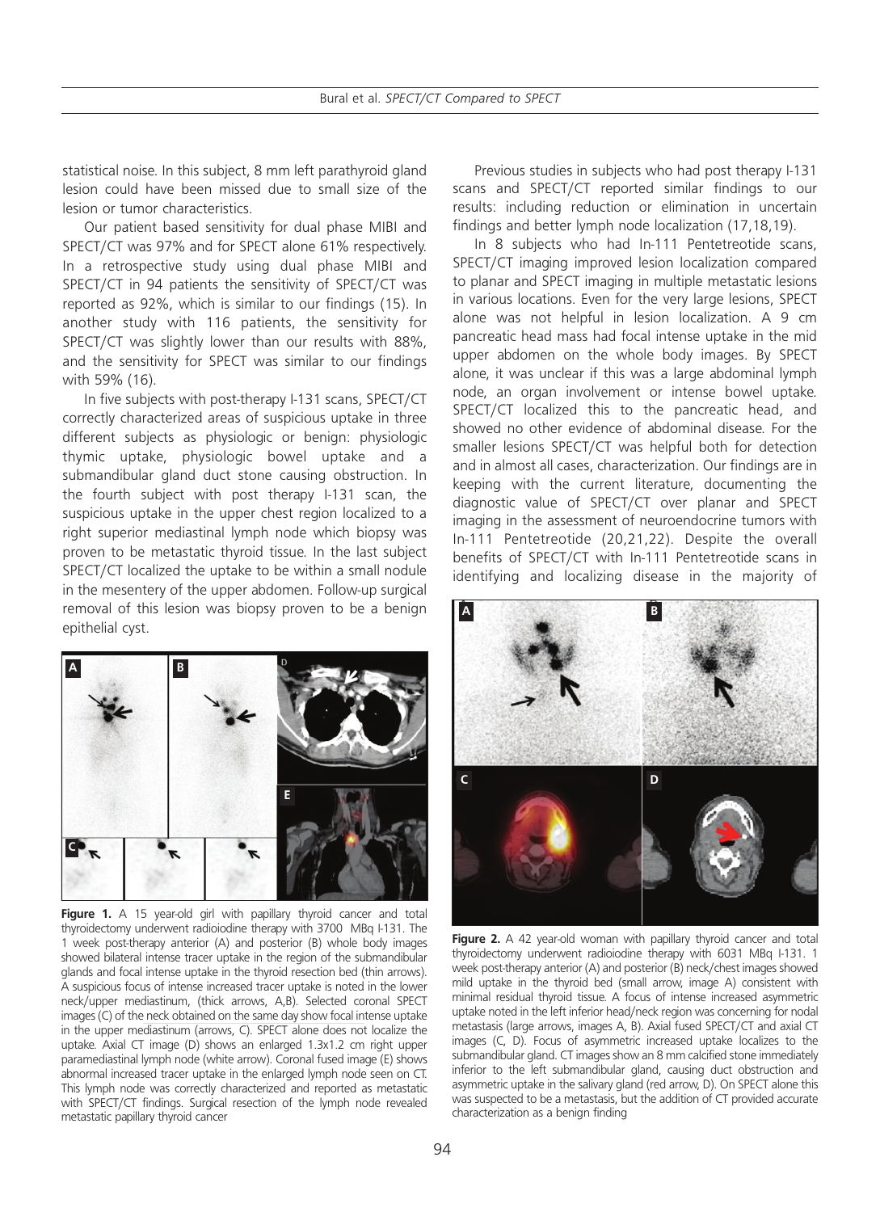statistical noise. In this subject, 8 mm left parathyroid gland lesion could have been missed due to small size of the lesion or tumor characteristics.

Our patient based sensitivity for dual phase MIBI and SPECT/CT was 97% and for SPECT alone 61% respectively. In a retrospective study using dual phase MIBI and SPECT/CT in 94 patients the sensitivity of SPECT/CT was reported as 92%, which is similar to our findings (15). In another study with 116 patients, the sensitivity for SPECT/CT was slightly lower than our results with 88%, and the sensitivity for SPECT was similar to our findings with 59% (16).

In five subjects with post-therapy I-131 scans, SPECT/CT correctly characterized areas of suspicious uptake in three different subjects as physiologic or benign: physiologic thymic uptake, physiologic bowel uptake and a submandibular gland duct stone causing obstruction. In the fourth subject with post therapy I-131 scan, the suspicious uptake in the upper chest region localized to a right superior mediastinal lymph node which biopsy was proven to be metastatic thyroid tissue. In the last subject SPECT/CT localized the uptake to be within a small nodule in the mesentery of the upper abdomen. Follow-up surgical removal of this lesion was biopsy proven to be a benign epithelial cyst.

**Figure 1.** A 15 year-old girl with papillary thyroid cancer and total thyroidectomy underwent radioiodine therapy with 3700 MBq I-131. The 1 week post-therapy anterior (A) and posterior (B) whole body images showed bilateral intense tracer uptake in the region of the submandibular glands and focal intense uptake in the thyroid resection bed (thin arrows). A suspicious focus of intense increased tracer uptake is noted in the lower neck/upper mediastinum, (thick arrows, A,B). Selected coronal SPECT images (C) of the neck obtained on the same day show focal intense uptake in the upper mediastinum (arrows, C). SPECT alone does not localize the uptake. Axial CT image (D) shows an enlarged 1.3x1.2 cm right upper paramediastinal lymph node (white arrow). Coronal fused image (E) shows abnormal increased tracer uptake in the enlarged lymph node seen on CT. This lymph node was correctly characterized and reported as metastatic with SPECT/CT findings. Surgical resection of the lymph node revealed metastatic papillary thyroid cancer

Previous studies in subjects who had post therapy I-131 scans and SPECT/CT reported similar findings to our results: including reduction or elimination in uncertain findings and better lymph node localization (17,18,19).

In 8 subjects who had In-111 Pentetreotide scans, SPECT/CT imaging improved lesion localization compared to planar and SPECT imaging in multiple metastatic lesions in various locations. Even for the very large lesions, SPECT alone was not helpful in lesion localization. A 9 cm pancreatic head mass had focal intense uptake in the mid upper abdomen on the whole body images. By SPECT alone, it was unclear if this was a large abdominal lymph node, an organ involvement or intense bowel uptake. SPECT/CT localized this to the pancreatic head, and showed no other evidence of abdominal disease. For the smaller lesions SPECT/CT was helpful both for detection and in almost all cases, characterization. Our findings are in keeping with the current literature, documenting the diagnostic value of SPECT/CT over planar and SPECT imaging in the assessment of neuroendocrine tumors with In-111 Pentetreotide (20,21,22). Despite the overall benefits of SPECT/CT with In-111 Pentetreotide scans in identifying and localizing disease in the majority of

**Figure 2.** A 42 year-old woman with papillary thyroid cancer and total thyroidectomy underwent radioiodine therapy with 6031 MBq I-131. 1 week post-therapy anterior (A) and posterior (B) neck/chest images showed mild uptake in the thyroid bed (small arrow, image A) consistent with minimal residual thyroid tissue. A focus of intense increased asymmetric uptake noted in the left inferior head/neck region was concerning for nodal metastasis (large arrows, images A, B). Axial fused SPECT/CT and axial CT images (C, D). Focus of asymmetric increased uptake localizes to the submandibular gland. CT images show an 8 mm calcified stone immediately inferior to the left submandibular gland, causing duct obstruction and asymmetric uptake in the salivary gland (red arrow, D). On SPECT alone this was suspected to be a metastasis, but the addition of CT provided accurate characterization as a benign finding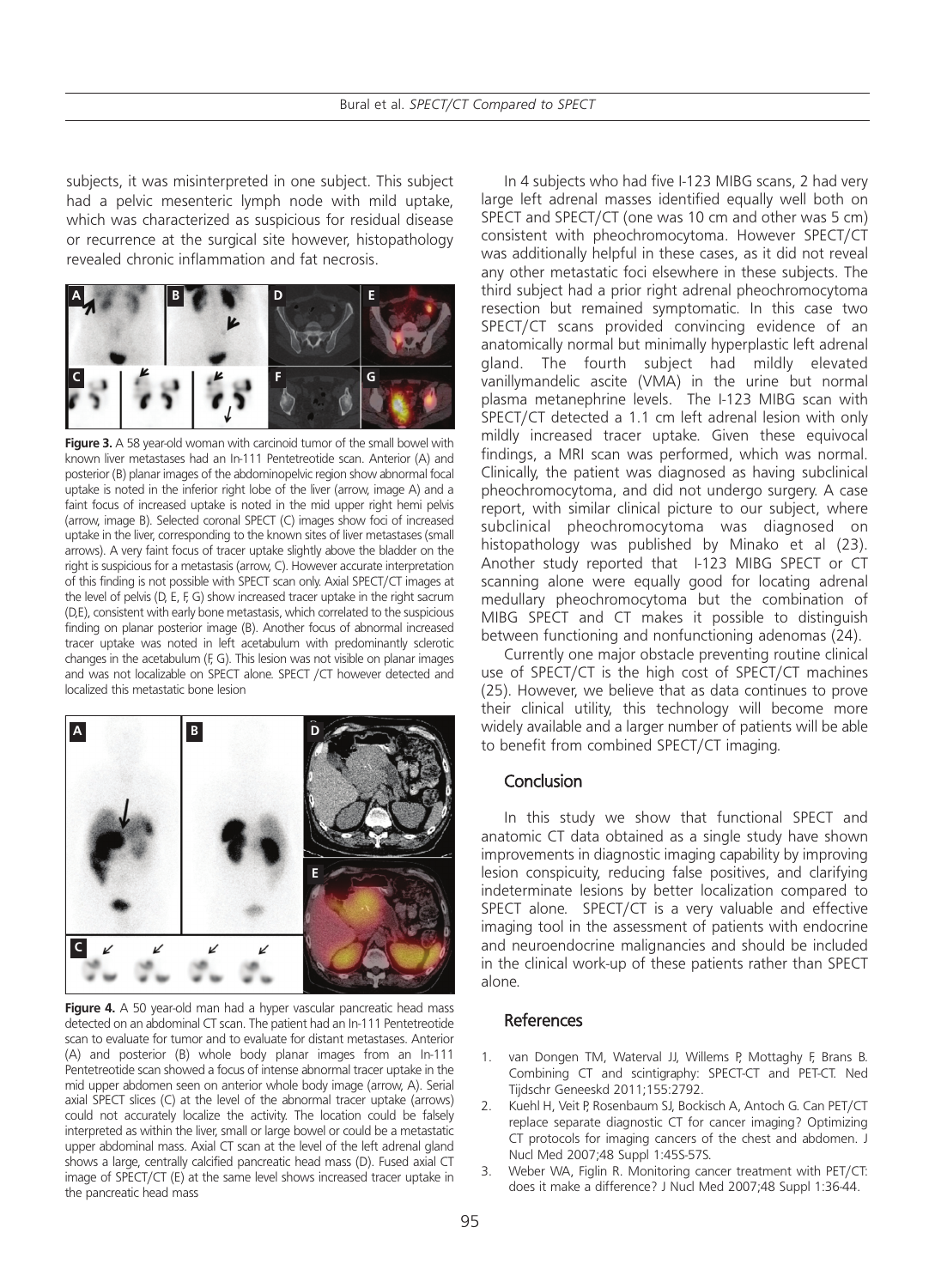subjects, it was misinterpreted in one subject. This subject had a pelvic mesenteric lymph node with mild uptake, which was characterized as suspicious for residual disease or recurrence at the surgical site however, histopathology revealed chronic inflammation and fat necrosis.

**Figure 3.** A 58 year-old woman with carcinoid tumor of the small bowel with known liver metastases had an In-111 Pentetreotide scan. Anterior (A) and posterior (B) planar images of the abdominopelvic region show abnormal focal uptake is noted in the inferior right lobe of the liver (arrow, image A) and a faint focus of increased uptake is noted in the mid upper right hemi pelvis (arrow, image B). Selected coronal SPECT (C) images show foci of increased uptake in the liver, corresponding to the known sites of liver metastases (small arrows). A very faint focus of tracer uptake slightly above the bladder on the right is suspicious for a metastasis (arrow, C). However accurate interpretation of this finding is not possible with SPECT scan only. Axial SPECT/CT images at the level of pelvis (D, E, F, G) show increased tracer uptake in the right sacrum (D,E), consistent with early bone metastasis, which correlated to the suspicious finding on planar posterior image (B). Another focus of abnormal increased tracer uptake was noted in left acetabulum with predominantly sclerotic changes in the acetabulum (F, G). This lesion was not visible on planar images and was not localizable on SPECT alone. SPECT /CT however detected and localized this metastatic bone lesion

**Figure 4.** A 50 year-old man had a hyper vascular pancreatic head mass detected on an abdominal CT scan. The patient had an In-111 Pentetreotide scan to evaluate for tumor and to evaluate for distant metastases. Anterior (A) and posterior (B) whole body planar images from an In-111 Pentetreotide scan showed a focus of intense abnormal tracer uptake in the mid upper abdomen seen on anterior whole body image (arrow, A). Serial axial SPECT slices (C) at the level of the abnormal tracer uptake (arrows) could not accurately localize the activity. The location could be falsely interpreted as within the liver, small or large bowel or could be a metastatic upper abdominal mass. Axial CT scan at the level of the left adrenal gland shows a large, centrally calcified pancreatic head mass (D). Fused axial CT image of SPECT/CT (E) at the same level shows increased tracer uptake in the pancreatic head mass

In 4 subjects who had five I-123 MIBG scans, 2 had very large left adrenal masses identified equally well both on SPECT and SPECT/CT (one was 10 cm and other was 5 cm) consistent with pheochromocytoma. However SPECT/CT was additionally helpful in these cases, as it did not reveal any other metastatic foci elsewhere in these subjects. The third subject had a prior right adrenal pheochromocytoma resection but remained symptomatic. In this case two SPECT/CT scans provided convincing evidence of an anatomically normal but minimally hyperplastic left adrenal gland. The fourth subject had mildly elevated vanillymandelic ascite (VMA) in the urine but normal plasma metanephrine levels. The I-123 MIBG scan with SPECT/CT detected a 1.1 cm left adrenal lesion with only mildly increased tracer uptake. Given these equivocal findings, a MRI scan was performed, which was normal. Clinically, the patient was diagnosed as having subclinical pheochromocytoma, and did not undergo surgery. A case report, with similar clinical picture to our subject, where subclinical pheochromocytoma was diagnosed on histopathology was published by Minako et al (23). Another study reported that I-123 MIBG SPECT or CT scanning alone were equally good for locating adrenal medullary pheochromocytoma but the combination of MIBG SPECT and CT makes it possible to distinguish between functioning and nonfunctioning adenomas (24).

Currently one major obstacle preventing routine clinical use of SPECT/CT is the high cost of SPECT/CT machines (25). However, we believe that as data continues to prove their clinical utility, this technology will become more widely available and a larger number of patients will be able to benefit from combined SPECT/CT imaging.

## Conclusion

In this study we show that functional SPECT and anatomic CT data obtained as a single study have shown improvements in diagnostic imaging capability by improving lesion conspicuity, reducing false positives, and clarifying indeterminate lesions by better localization compared to SPECT alone. SPECT/CT is a very valuable and effective imaging tool in the assessment of patients with endocrine and neuroendocrine malignancies and should be included in the clinical work-up of these patients rather than SPECT alone.

## References

1. van Dongen TM, Waterval JJ, Willems P, Mottaghy F, Brans B. Combining CT and scintigraphy: SPECT-CT and PET-CT. Ned Tijdschr Geneeskd 2011;155:2792.
2. Kuehl H, Veit P, Rosenbaum SJ, Bockisch A, Antoch G. Can PET/CT replace separate diagnostic CT for cancer imaging? Optimizing CT protocols for imaging cancers of the chest and abdomen. J Nucl Med 2007;48 Suppl 1:45S-57S.
3. Weber WA, Figlin R. Monitoring cancer treatment with PET/CT: does it make a difference? J Nucl Med 2007;48 Suppl 1:36-44.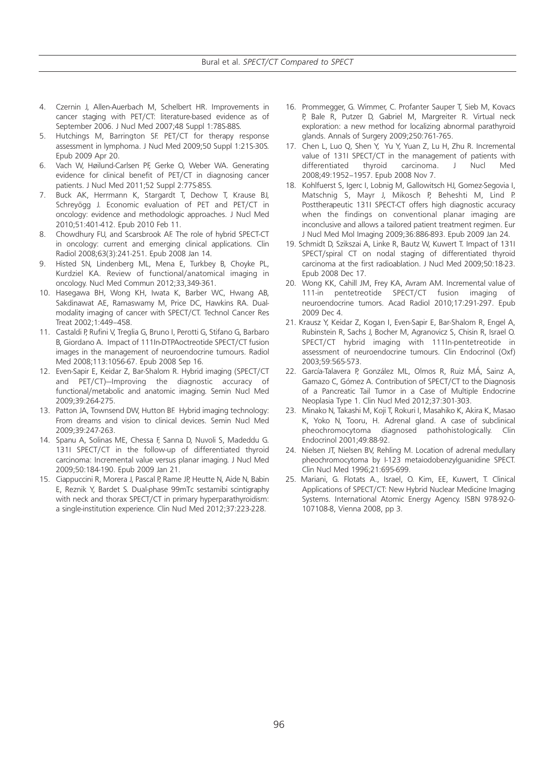4. Czernin J, Allen-Auerbach M, Schelbert HR. Improvements in cancer staging with PET/CT: literature-based evidence as of September 2006. J Nucl Med 2007;48 Suppl 1:78S-88S.
5. Hutchings M, Barrington SF. PET/CT for therapy response assessment in lymphoma. J Nucl Med 2009;50 Suppl 1:21S-30S. Epub 2009 Apr 20.
6. Vach W, Høilund-Carlsen PF, Gerke O, Weber WA. Generating evidence for clinical benefit of PET/CT in diagnosing cancer patients. J Nucl Med 2011;52 Suppl 2:77S-85S.
7. Buck AK, Herrmann K, Stargardt T, Dechow T, Krause BJ, Schreyögg J. Economic evaluation of PET and PET/CT in oncology: evidence and methodologic approaches. J Nucl Med 2010;51:401-412. Epub 2010 Feb 11.
8. Chowdhury FU, and Scarsbrook AF. The role of hybrid SPECT-CT in oncology: current and emerging clinical applications. Clin Radiol 2008;63(3):241-251. Epub 2008 Jan 14.
9. Histed SN, Lindenberg ML, Mena E, Turkbey B, Choyke PL, Kurdziel KA. Review of functional/anatomical imaging in oncology. Nucl Med Commun 2012;33,349-361.
10. Hasegawa BH, Wong KH, Iwata K, Barber WC, Hwang AB, Sakdinawat AE, Ramaswamy M, Price DC, Hawkins RA. Dual-modality imaging of cancer with SPECT/CT. Technol Cancer Res Treat 2002;1:449–458.
11. Castaldi P, Rufini V, Treglia G, Bruno I, Perotti G, Stifano G, Barbaro B, Giordano A. Impact of 111In-DTPAoctreotide SPECT/CT fusion images in the management of neuroendocrine tumours. Radiol Med 2008;113:1056-67. Epub 2008 Sep 16.
12. Even-Sapir E, Keidar Z, Bar-Shalom R. Hybrid imaging (SPECT/CT and PET/CT)--Improving the diagnostic accuracy of functional/metabolic and anatomic imaging. Semin Nucl Med 2009;39:264-275.
13. Patton JA, Townsend DW, Hutton BF. Hybrid imaging technology: From dreams and vision to clinical devices. Semin Nucl Med 2009;39:247-263.
14. Spanu A, Solinas ME, Chessa F, Sanna D, Nuvoli S, Madeddu G. 131I SPECT/CT in the follow-up of differentiated thyroid carcinoma: Incremental value versus planar imaging. J Nucl Med 2009;50:184-190. Epub 2009 Jan 21.
15. Ciappuccini R, Morera J, Pascal P, Rame JP, Heutte N, Aide N, Babin E, Reznik Y, Bardet S. Dual-phase 99mTc sestamibi scintigraphy with neck and thorax SPECT/CT in primary hyperparathyroidism: a single-institution experience. Clin Nucl Med 2012;37:223-228.
16. Prommegger, G. Wimmer, C. Profanter Sauper T, Sieb M, Kovacs P, Bale R, Putzer D, Gabriel M, Margreiter R. Virtual neck exploration: a new method for localizing abnormal parathyroid glands. Annals of Surgery 2009;250:761-765.
17. Chen L, Luo Q, Shen Y, Yu Y, Yuan Z, Lu H, Zhu R. Incremental value of 131I SPECT/CT in the management of patients with differentiated thyroid carcinoma. J Nucl Med 2008;49:1952–1957. Epub 2008 Nov 7.
18. Kohlfuerst S, Igerc I, Lobnig M, Gallowitsch HJ, Gomez-Segovia I, Matschnig S, Mayr J, Mikosch P, Beheshti M, Lind P. Posttherapeutic 131I SPECT-CT offers high diagnostic accuracy when the findings on conventional planar imaging are inconclusive and allows a tailored patient treatment regimen. Eur J Nucl Med Mol Imaging 2009;36:886-893. Epub 2009 Jan 24.
19. Schmidt D, Szikszai A, Linke R, Bautz W, Kuwert T. Impact of 131I SPECT/spiral CT on nodal staging of differentiated thyroid carcinoma at the first radioablation. J Nucl Med 2009;50:18-23. Epub 2008 Dec 17.
20. Wong KK, Cahill JM, Frey KA, Avram AM. Incremental value of 111-in pentetreotide SPECT/CT fusion imaging of neuroendocrine tumors. Acad Radiol 2010;17:291-297. Epub 2009 Dec 4.
21. Krausz Y, Keidar Z, Kogan I, Even-Sapir E, Bar-Shalom R, Engel A, Rubinstein R, Sachs J, Bocher M, Agranovicz S, Chisin R, Israel O. SPECT/CT hybrid imaging with 111In-pentetreotide in assessment of neuroendocrine tumours. Clin Endocrinol (Oxf) 2003;59:565-573.
22. García-Talavera P, González ML, Olmos R, Ruiz MÁ, Sainz A, Gamazo C, Gómez A. Contribution of SPECT/CT to the Diagnosis of a Pancreatic Tail Tumor in a Case of Multiple Endocrine Neoplasia Type 1. Clin Nucl Med 2012;37:301-303.
23. Minako N, Takashi M, Koji T, Rokuri I, Masahiko K, Akira K, Masao K, Yoko N, Tooru, H. Adrenal gland. A case of subclinical pheochromocytoma diagnosed pathohistologically. Clin Endocrinol 2001;49:88-92.
24. Nielsen JT, Nielsen BV, Rehling M. Location of adrenal medullary pheochromocytoma by I-123 metaiodobenzylguanidine SPECT. Clin Nucl Med 1996;21:695-699.
25. Mariani, G. Flotats A., Israel, O. Kim, EE, Kuwert, T. Clinical Applications of SPECT/CT: New Hybrid Nuclear Medicine Imaging Systems. International Atomic Energy Agency. ISBN 978-92-0-107108-8, Vienna 2008, pp 3.